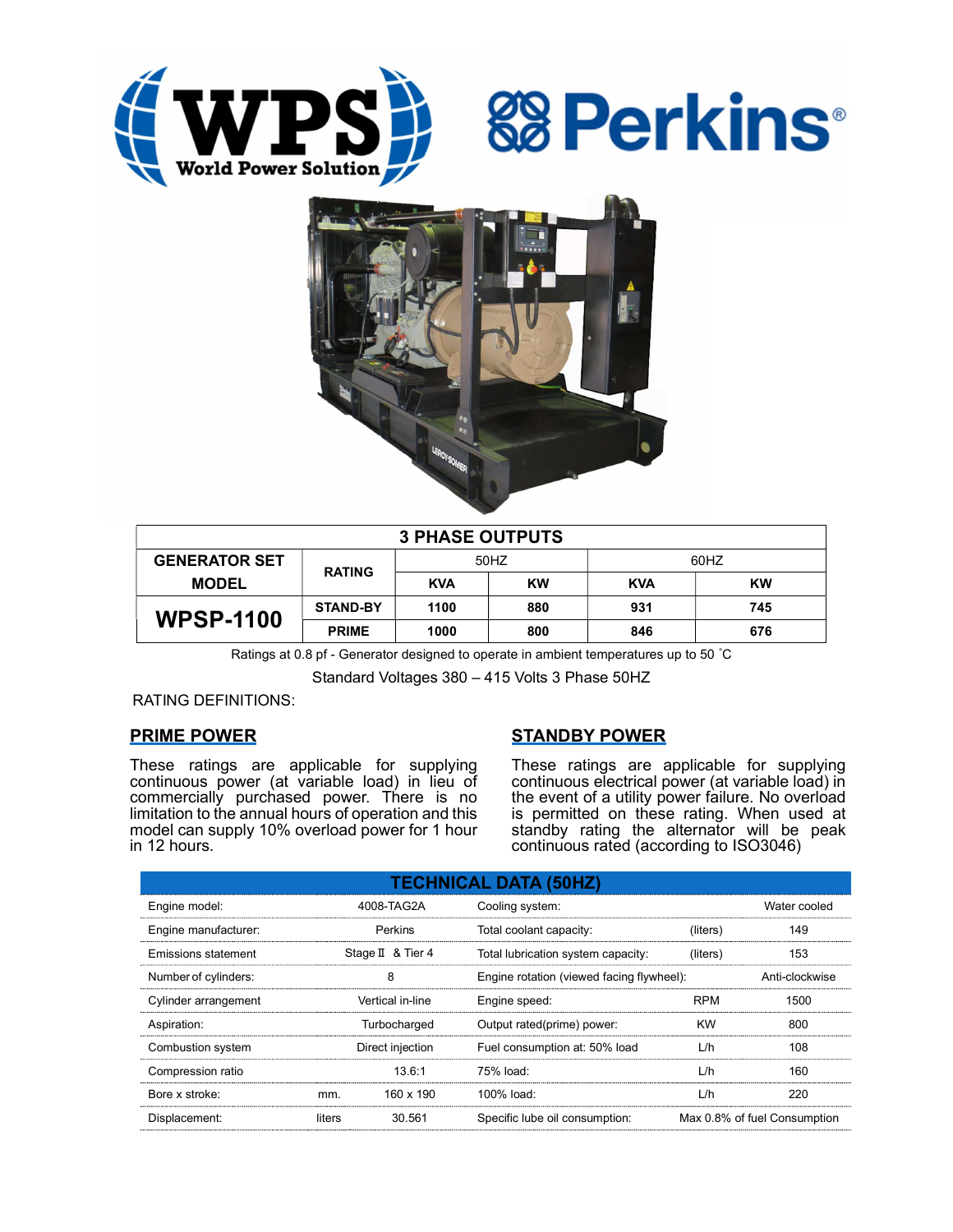WPS World Power Solution

Perkins®

## 3 PHASE OUTPUTS

| GENERATOR SET MODEL | RATING | 50HZ | | 60HZ | |
|---|---|---|---|---|---|
| | | KVA | KW | KVA | KW |
| **WPSP-1100** | STAND-BY | 1100 | 880 | 931 | 745 |
| | PRIME | 1000 | 800 | 846 | 676 |

Ratings at 0.8 pf - Generator designed to operate in ambient temperatures up to 50 ˚C

Standard Voltages 380 – 415 Volts 3 Phase 50HZ

RATING DEFINITIONS:

## PRIME POWER

These ratings are applicable for supplying continuous power (at variable load) in lieu of commercially purchased power. There is no limitation to the annual hours of operation and this model can supply 10% overload power for 1 hour in 12 hours.

## STANDBY POWER

These ratings are applicable for supplying continuous electrical power (at variable load) in the event of a utility power failure. No overload is permitted on these rating. When used at standby rating the alternator will be peak continuous rated (according to ISO3046)

## TECHNICAL DATA (50HZ)

| | | | | | |
|---|---|---|---|---|---|
| Engine model: | | 4008-TAG2A | Cooling system: | | Water cooled |
| Engine manufacturer: | | Perkins | Total coolant capacity: | (liters) | 149 |
| Emissions statement | | Stage Ⅱ & Tier 4 | Total lubrication system capacity: | (liters) | 153 |
| Number of cylinders: | | 8 | Engine rotation (viewed facing flywheel): | | Anti-clockwise |
| Cylinder arrangement | | Vertical in-line | Engine speed: | RPM | 1500 |
| Aspiration: | | Turbocharged | Output rated(prime) power: | KW | 800 |
| Combustion system | | Direct injection | Fuel consumption at: 50% load | L/h | 108 |
| Compression ratio | | 13.6:1 | 75% load: | L/h | 160 |
| Bore x stroke: | mm. | 160 x 190 | 100% load: | L/h | 220 |
| Displacement: | liters | 30.561 | Specific lube oil consumption: | | Max 0.8% of fuel Consumption |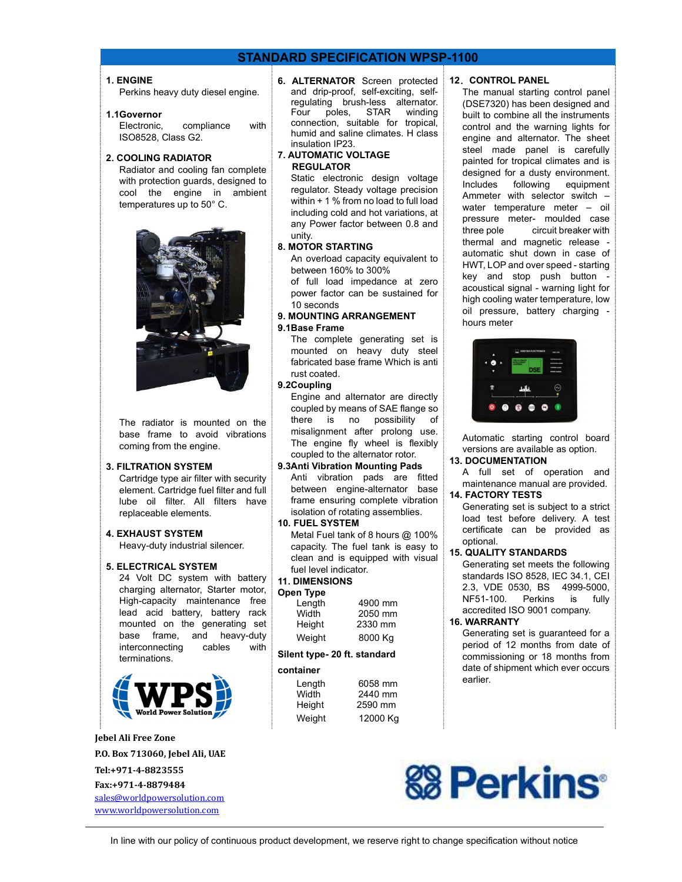# STANDARD SPECIFICATION WPSP-1100

**1. ENGINE**

Perkins heavy duty diesel engine.

**1.1Governor**

Electronic, compliance with ISO8528, Class G2.

**2. COOLING RADIATOR**

Radiator and cooling fan complete with protection guards, designed to cool the engine in ambient temperatures up to 50° C.

The radiator is mounted on the base frame to avoid vibrations coming from the engine.

**3. FILTRATION SYSTEM**

Cartridge type air filter with security element. Cartridge fuel filter and full lube oil filter. All filters have replaceable elements.

**4. EXHAUST SYSTEM**

Heavy-duty industrial silencer.

**5. ELECTRICAL SYSTEM**

24 Volt DC system with battery charging alternator, Starter motor, High-capacity maintenance free lead acid battery, battery rack mounted on the generating set base frame, and heavy-duty interconnecting cables with terminations.

**6. ALTERNATOR** Screen protected and drip-proof, self-exciting, self-regulating brush-less alternator. Four poles, STAR winding connection, suitable for tropical, humid and saline climates. H class insulation IP23.

**7. AUTOMATIC VOLTAGE REGULATOR**

Static electronic design voltage regulator. Steady voltage precision within + 1 % from no load to full load including cold and hot variations, at any Power factor between 0.8 and unity.

**8. MOTOR STARTING**

An overload capacity equivalent to between 160% to 300% of full load impedance at zero power factor can be sustained for 10 seconds

**9. MOUNTING ARRANGEMENT**

**9.1Base Frame**

The complete generating set is mounted on heavy duty steel fabricated base frame Which is anti rust coated.

**9.2Coupling**

Engine and alternator are directly coupled by means of SAE flange so there is no possibility of misalignment after prolong use. The engine fly wheel is flexibly coupled to the alternator rotor.

**9.3Anti Vibration Mounting Pads**

Anti vibration pads are fitted between engine-alternator base frame ensuring complete vibration isolation of rotating assemblies.

**10. FUEL SYSTEM**

Metal Fuel tank of 8 hours @ 100% capacity. The fuel tank is easy to clean and is equipped with visual fuel level indicator.

**11. DIMENSIONS**

**Open Type**

| | |
|---|---|
| Length | 4900 mm |
| Width | 2050 mm |
| Height | 2330 mm |
| Weight | 8000 Kg |

**Silent type- 20 ft. standard container**

| | |
|---|---|
| Length | 6058 mm |
| Width | 2440 mm |
| Height | 2590 mm |
| Weight | 12000 Kg |

**12. CONTROL PANEL**

The manual starting control panel (DSE7320) has been designed and built to combine all the instruments control and the warning lights for engine and alternator. The sheet steel made panel is carefully painted for tropical climates and is designed for a dusty environment. Includes following equipment Ammeter with selector switch – water temperature meter – oil pressure meter- moulded case three pole circuit breaker with thermal and magnetic release - automatic shut down in case of HWT, LOP and over speed - starting key and stop push button - acoustical signal - warning light for high cooling water temperature, low oil pressure, battery charging - hours meter

Automatic starting control board versions are available as option.

**13. DOCUMENTATION**

A full set of operation and maintenance manual are provided.

**14. FACTORY TESTS**

Generating set is subject to a strict load test before delivery. A test certificate can be provided as optional.

**15. QUALITY STANDARDS**

Generating set meets the following standards ISO 8528, IEC 34.1, CEI 2.3, VDE 0530, BS 4999-5000, NF51-100. Perkins is fully accredited ISO 9001 company.

**16. WARRANTY**

Generating set is guaranteed for a period of 12 months from date of commissioning or 18 months from date of shipment which ever occurs earlier.

WPS World Power Solution

**Jebel Ali Free Zone**
**P.O. Box 713060, Jebel Ali, UAE**
**Tel:+971-4-8823555**
**Fax:+971-4-8879484**
sales@worldpowersolution.com
www.worldpowersolution.com

Perkins

In line with our policy of continuous product development, we reserve right to change specification without notice